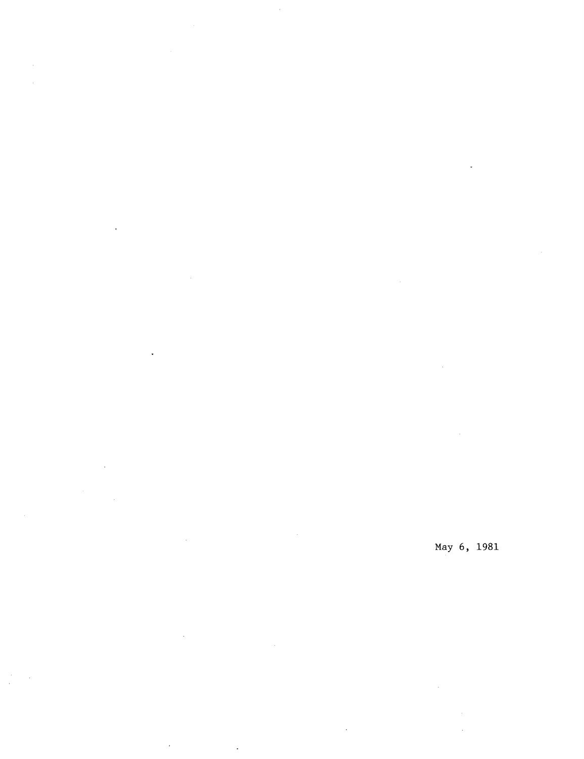May 6, 1981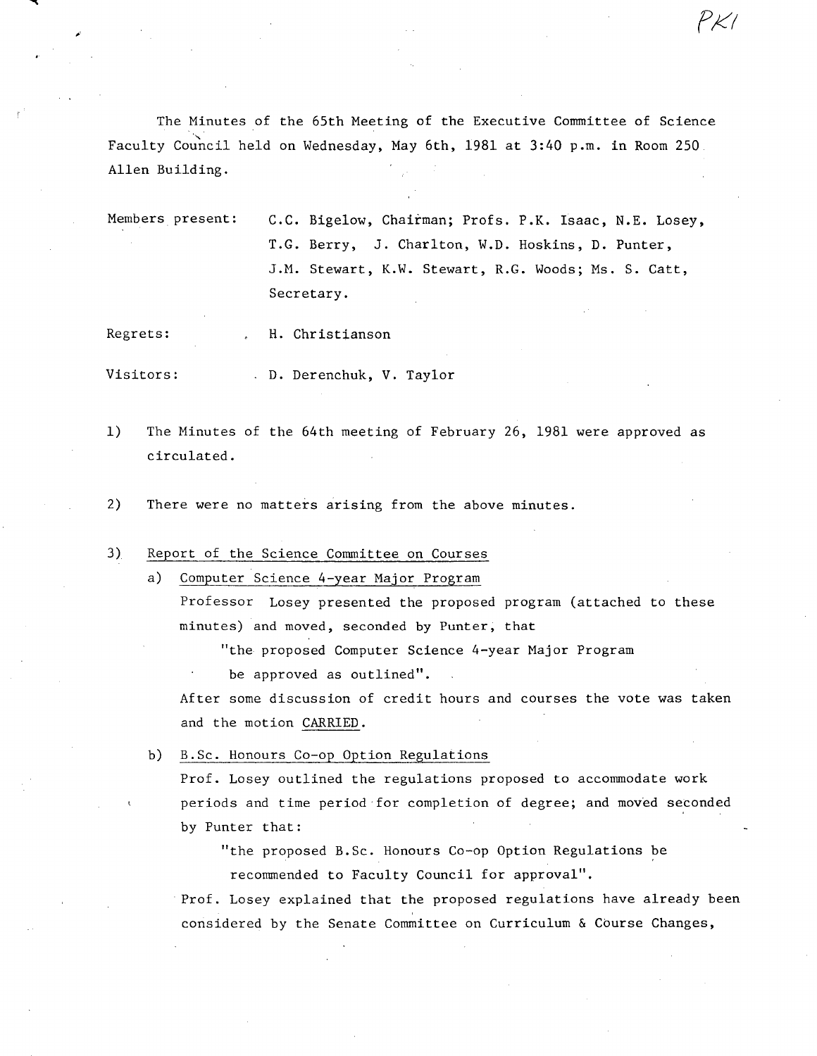PK1

The Minutes of the 65th Meeting of the Executive Committee of Science Faculty Council held on Wednesday, May 6th, 1981 at 3:40 p.m. in Room 250 Allen Building.

Members present: C.C. Bigelow, Chairman; Profs. P.K. Isaac, N.E. Losey, T.G. Berry, J. Charlton, W.D. Hoskins, D. Punter, J.M. Stewart, K.W. Stewart, R.G. Woods; Ms. S. Catt, Secretary.

Regrets: H. Christianson

Visitors: D. Derenchuk, V. Taylor

1) The Minutes of the 64th meeting of February 26, 1981 were approved as circulated.

2) There were no matters arising from the above minutes.

3) Report of the Science Committee on Courses

   a) Computer Science 4-year Major Program

      Professor Losey presented the proposed program (attached to these minutes) and moved, seconded by Punter, that

      "the proposed Computer Science 4-year Major Program be approved as outlined".

      After some discussion of credit hours and courses the vote was taken and the motion CARRIED.

   b) B.Sc. Honours Co-op Option Regulations

      Prof. Losey outlined the regulations proposed to accommodate work periods and time period for completion of degree; and moved seconded by Punter that:

      "the proposed B.Sc. Honours Co-op Option Regulations be recommended to Faculty Council for approval".

      Prof. Losey explained that the proposed regulations have already been considered by the Senate Committee on Curriculum & Course Changes,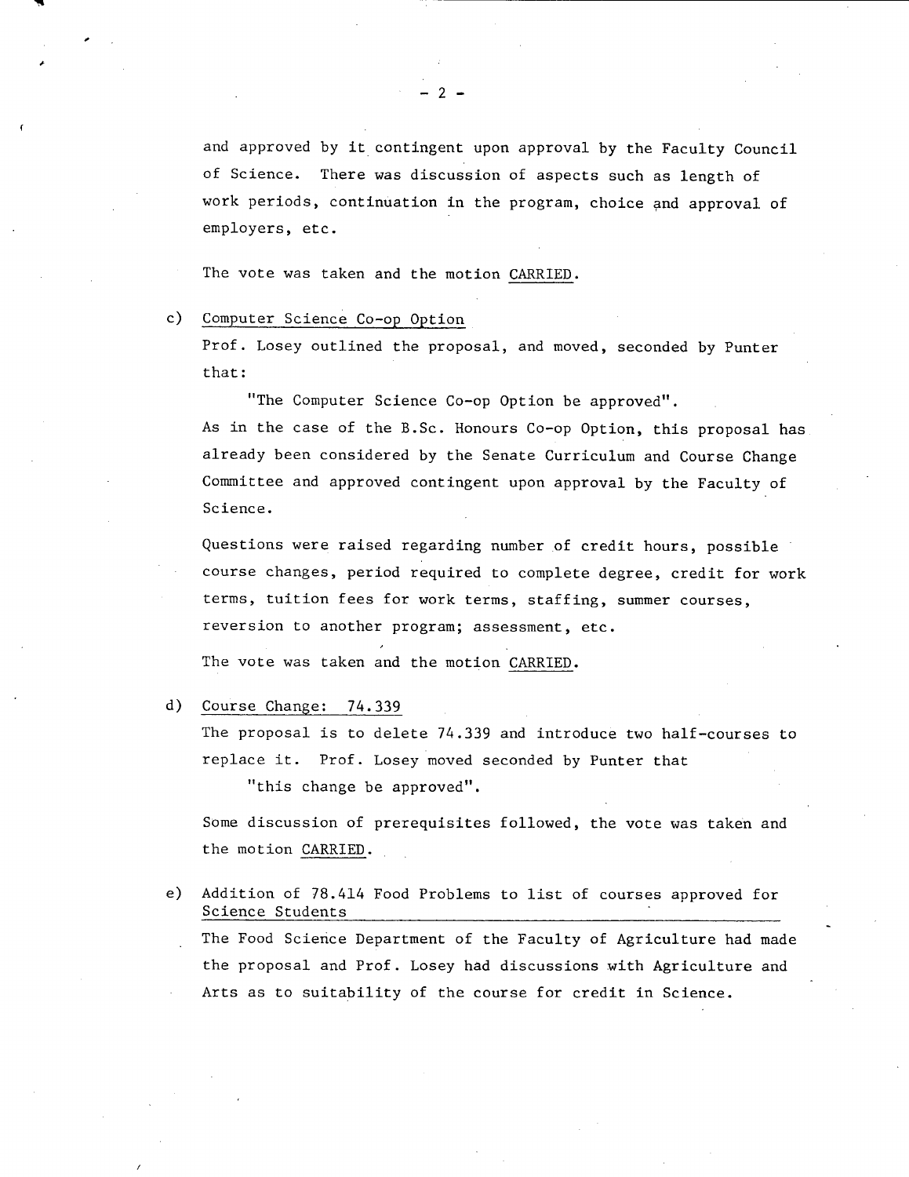and approved by it contingent upon approval by the Faculty Council of Science. There was discussion of aspects such as length of work periods, continuation in the program, choice and approval of employers, etc.

The vote was taken and the motion CARRIED.

c) Computer Science Co-op Option

Prof. Losey outlined the proposal, and moved, seconded by Punter that:

"The Computer Science Co-op Option be approved".

As in the case of the B.Sc. Honours Co-op Option, this proposal has already been considered by the Senate Curriculum and Course Change Committee and approved contingent upon approval by the Faculty of Science.

Questions were raised regarding number of credit hours, possible course changes, period required to complete degree, credit for work terms, tuition fees for work terms, staffing, summer courses, reversion to another program; assessment, etc.

The vote was taken and the motion CARRIED.

d) Course Change: 74.339

The proposal is to delete 74.339 and introduce two half-courses to replace it. Prof. Losey moved seconded by Punter that

"this change be approved".

Some discussion of prerequisites followed, the vote was taken and the motion CARRIED.

e) Addition of 78.414 Food Problems to list of courses approved for Science Students

The Food Science Department of the Faculty of Agriculture had made the proposal and Prof. Losey had discussions with Agriculture and Arts as to suitability of the course for credit in Science.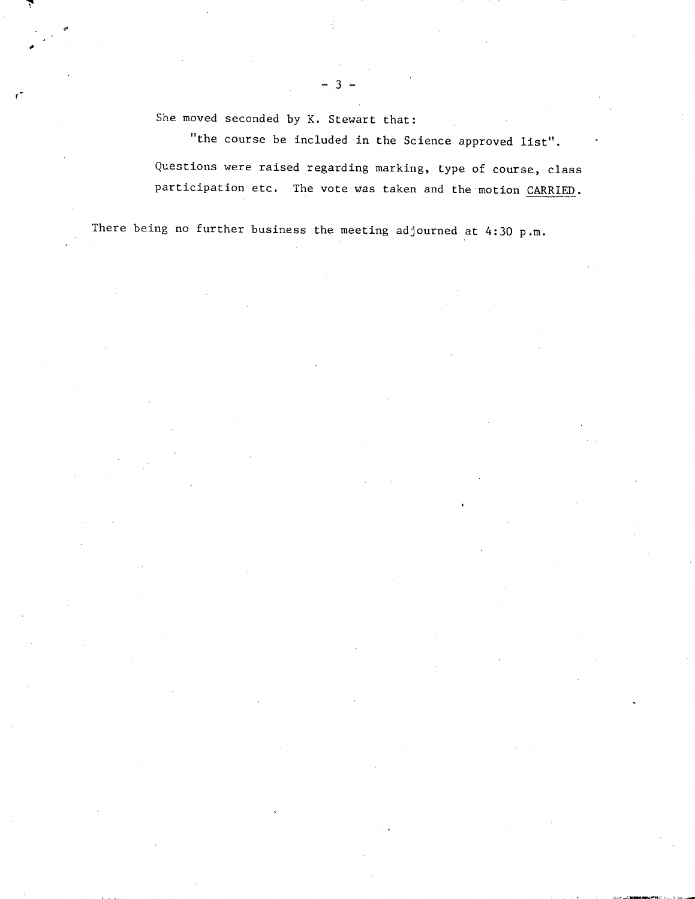She moved seconded by K. Stewart that:

"the course be included in the Science approved list".

Questions were raised regarding marking, type of course, class participation etc. The vote was taken and the motion CARRIED.

There being no further business the meeting adjourned at 4:30 p.m.